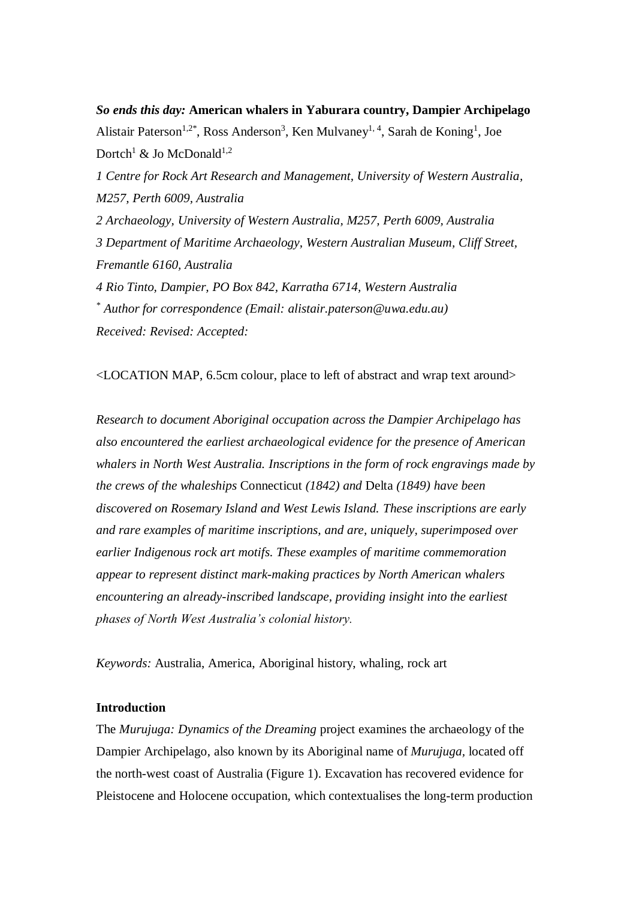***So ends this day:* American whalers in Yaburara country, Dampier Archipelago**

Alistair Paterson[1,2*], Ross Anderson[3], Ken Mulvaney[1, 4], Sarah de Koning[1], Joe Dortch[1] & Jo McDonald[1,2]

*1 Centre for Rock Art Research and Management, University of Western Australia, M257, Perth 6009, Australia*

*2 Archaeology, University of Western Australia, M257, Perth 6009, Australia*

*3 Department of Maritime Archaeology, Western Australian Museum, Cliff Street, Fremantle 6160, Australia*

*4 Rio Tinto, Dampier, PO Box 842, Karratha 6714, Western Australia*

[*] *Author for correspondence (Email: alistair.paterson@uwa.edu.au)*

*Received: Revised: Accepted:*

<LOCATION MAP, 6.5cm colour, place to left of abstract and wrap text around>

*Research to document Aboriginal occupation across the Dampier Archipelago has also encountered the earliest archaeological evidence for the presence of American whalers in North West Australia. Inscriptions in the form of rock engravings made by the crews of the whaleships* Connecticut *(1842) and* Delta *(1849) have been discovered on Rosemary Island and West Lewis Island. These inscriptions are early and rare examples of maritime inscriptions, and are, uniquely, superimposed over earlier Indigenous rock art motifs. These examples of maritime commemoration appear to represent distinct mark-making practices by North American whalers encountering an already-inscribed landscape, providing insight into the earliest phases of North West Australia's colonial history.*

*Keywords:* Australia, America, Aboriginal history, whaling, rock art

## Introduction

The *Murujuga: Dynamics of the Dreaming* project examines the archaeology of the Dampier Archipelago, also known by its Aboriginal name of *Murujuga*, located off the north-west coast of Australia (Figure 1). Excavation has recovered evidence for Pleistocene and Holocene occupation, which contextualises the long-term production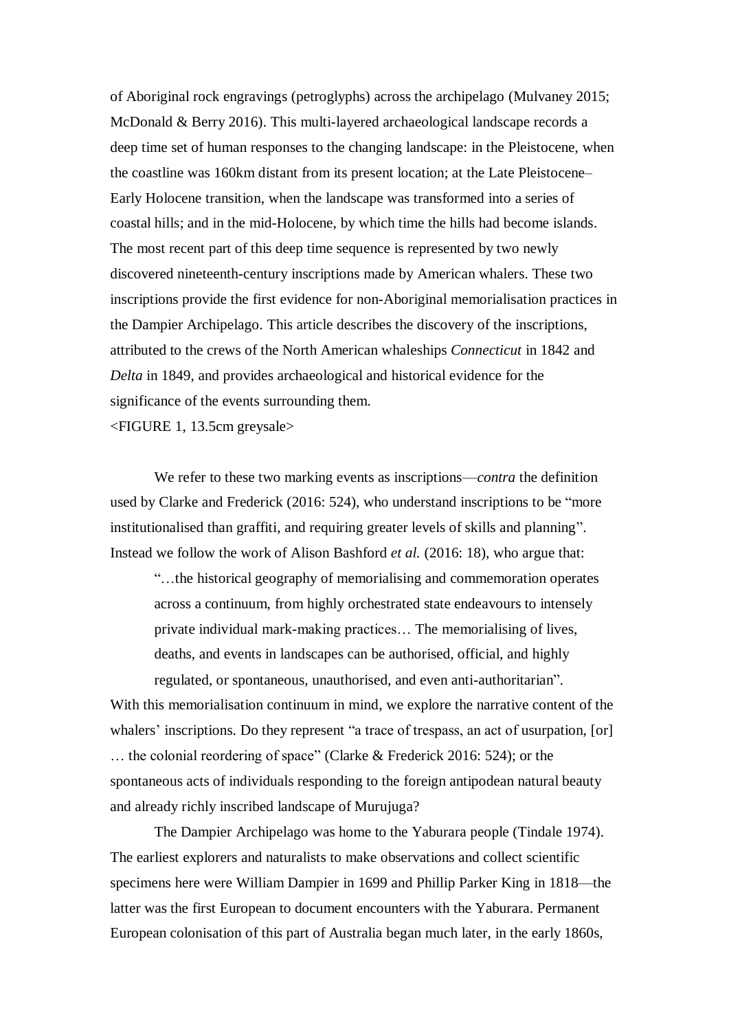of Aboriginal rock engravings (petroglyphs) across the archipelago (Mulvaney 2015; McDonald & Berry 2016). This multi-layered archaeological landscape records a deep time set of human responses to the changing landscape: in the Pleistocene, when the coastline was 160km distant from its present location; at the Late Pleistocene–Early Holocene transition, when the landscape was transformed into a series of coastal hills; and in the mid-Holocene, by which time the hills had become islands. The most recent part of this deep time sequence is represented by two newly discovered nineteenth-century inscriptions made by American whalers. These two inscriptions provide the first evidence for non-Aboriginal memorialisation practices in the Dampier Archipelago. This article describes the discovery of the inscriptions, attributed to the crews of the North American whaleships *Connecticut* in 1842 and *Delta* in 1849, and provides archaeological and historical evidence for the significance of the events surrounding them.

<FIGURE 1, 13.5cm greysale>

We refer to these two marking events as inscriptions—*contra* the definition used by Clarke and Frederick (2016: 524), who understand inscriptions to be "more institutionalised than graffiti, and requiring greater levels of skills and planning". Instead we follow the work of Alison Bashford *et al.* (2016: 18), who argue that:

> "…the historical geography of memorialising and commemoration operates across a continuum, from highly orchestrated state endeavours to intensely private individual mark-making practices… The memorialising of lives, deaths, and events in landscapes can be authorised, official, and highly regulated, or spontaneous, unauthorised, and even anti-authoritarian".

With this memorialisation continuum in mind, we explore the narrative content of the whalers' inscriptions. Do they represent "a trace of trespass, an act of usurpation, [or] … the colonial reordering of space" (Clarke & Frederick 2016: 524); or the spontaneous acts of individuals responding to the foreign antipodean natural beauty and already richly inscribed landscape of Murujuga?

The Dampier Archipelago was home to the Yaburara people (Tindale 1974). The earliest explorers and naturalists to make observations and collect scientific specimens here were William Dampier in 1699 and Phillip Parker King in 1818—the latter was the first European to document encounters with the Yaburara. Permanent European colonisation of this part of Australia began much later, in the early 1860s,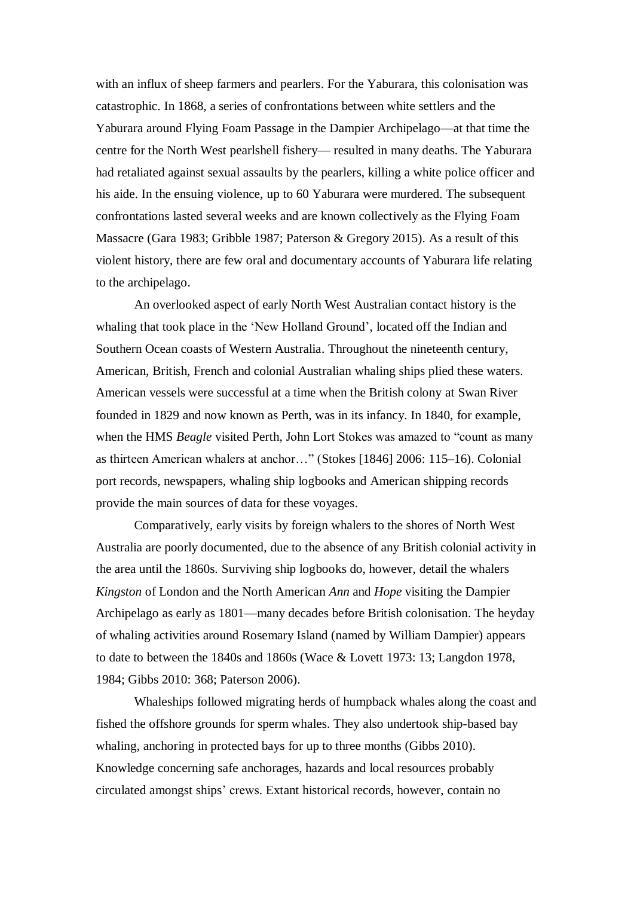with an influx of sheep farmers and pearlers. For the Yaburara, this colonisation was catastrophic. In 1868, a series of confrontations between white settlers and the Yaburara around Flying Foam Passage in the Dampier Archipelago—at that time the centre for the North West pearlshell fishery— resulted in many deaths. The Yaburara had retaliated against sexual assaults by the pearlers, killing a white police officer and his aide. In the ensuing violence, up to 60 Yaburara were murdered. The subsequent confrontations lasted several weeks and are known collectively as the Flying Foam Massacre (Gara 1983; Gribble 1987; Paterson & Gregory 2015). As a result of this violent history, there are few oral and documentary accounts of Yaburara life relating to the archipelago.

An overlooked aspect of early North West Australian contact history is the whaling that took place in the 'New Holland Ground', located off the Indian and Southern Ocean coasts of Western Australia. Throughout the nineteenth century, American, British, French and colonial Australian whaling ships plied these waters. American vessels were successful at a time when the British colony at Swan River founded in 1829 and now known as Perth, was in its infancy. In 1840, for example, when the HMS *Beagle* visited Perth, John Lort Stokes was amazed to "count as many as thirteen American whalers at anchor…" (Stokes [1846] 2006: 115–16). Colonial port records, newspapers, whaling ship logbooks and American shipping records provide the main sources of data for these voyages.

Comparatively, early visits by foreign whalers to the shores of North West Australia are poorly documented, due to the absence of any British colonial activity in the area until the 1860s. Surviving ship logbooks do, however, detail the whalers *Kingston* of London and the North American *Ann* and *Hope* visiting the Dampier Archipelago as early as 1801—many decades before British colonisation. The heyday of whaling activities around Rosemary Island (named by William Dampier) appears to date to between the 1840s and 1860s (Wace & Lovett 1973: 13; Langdon 1978, 1984; Gibbs 2010: 368; Paterson 2006).

Whaleships followed migrating herds of humpback whales along the coast and fished the offshore grounds for sperm whales. They also undertook ship-based bay whaling, anchoring in protected bays for up to three months (Gibbs 2010). Knowledge concerning safe anchorages, hazards and local resources probably circulated amongst ships' crews. Extant historical records, however, contain no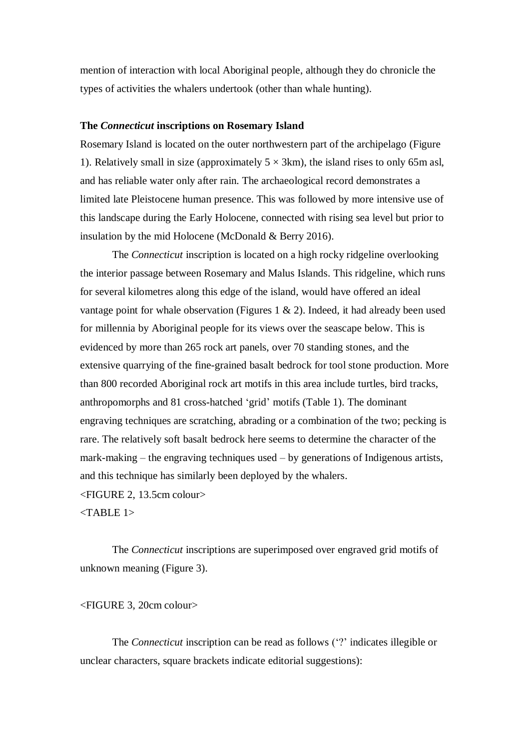mention of interaction with local Aboriginal people, although they do chronicle the types of activities the whalers undertook (other than whale hunting).

## The *Connecticut* inscriptions on Rosemary Island

Rosemary Island is located on the outer northwestern part of the archipelago (Figure 1). Relatively small in size (approximately 5 × 3km), the island rises to only 65m asl, and has reliable water only after rain. The archaeological record demonstrates a limited late Pleistocene human presence. This was followed by more intensive use of this landscape during the Early Holocene, connected with rising sea level but prior to insulation by the mid Holocene (McDonald & Berry 2016).

The *Connecticut* inscription is located on a high rocky ridgeline overlooking the interior passage between Rosemary and Malus Islands. This ridgeline, which runs for several kilometres along this edge of the island, would have offered an ideal vantage point for whale observation (Figures 1 & 2). Indeed, it had already been used for millennia by Aboriginal people for its views over the seascape below. This is evidenced by more than 265 rock art panels, over 70 standing stones, and the extensive quarrying of the fine-grained basalt bedrock for tool stone production. More than 800 recorded Aboriginal rock art motifs in this area include turtles, bird tracks, anthropomorphs and 81 cross-hatched 'grid' motifs (Table 1). The dominant engraving techniques are scratching, abrading or a combination of the two; pecking is rare. The relatively soft basalt bedrock here seems to determine the character of the mark-making – the engraving techniques used – by generations of Indigenous artists, and this technique has similarly been deployed by the whalers.

<FIGURE 2, 13.5cm colour>

<TABLE 1>

The *Connecticut* inscriptions are superimposed over engraved grid motifs of unknown meaning (Figure 3).

<FIGURE 3, 20cm colour>

The *Connecticut* inscription can be read as follows ('?' indicates illegible or unclear characters, square brackets indicate editorial suggestions):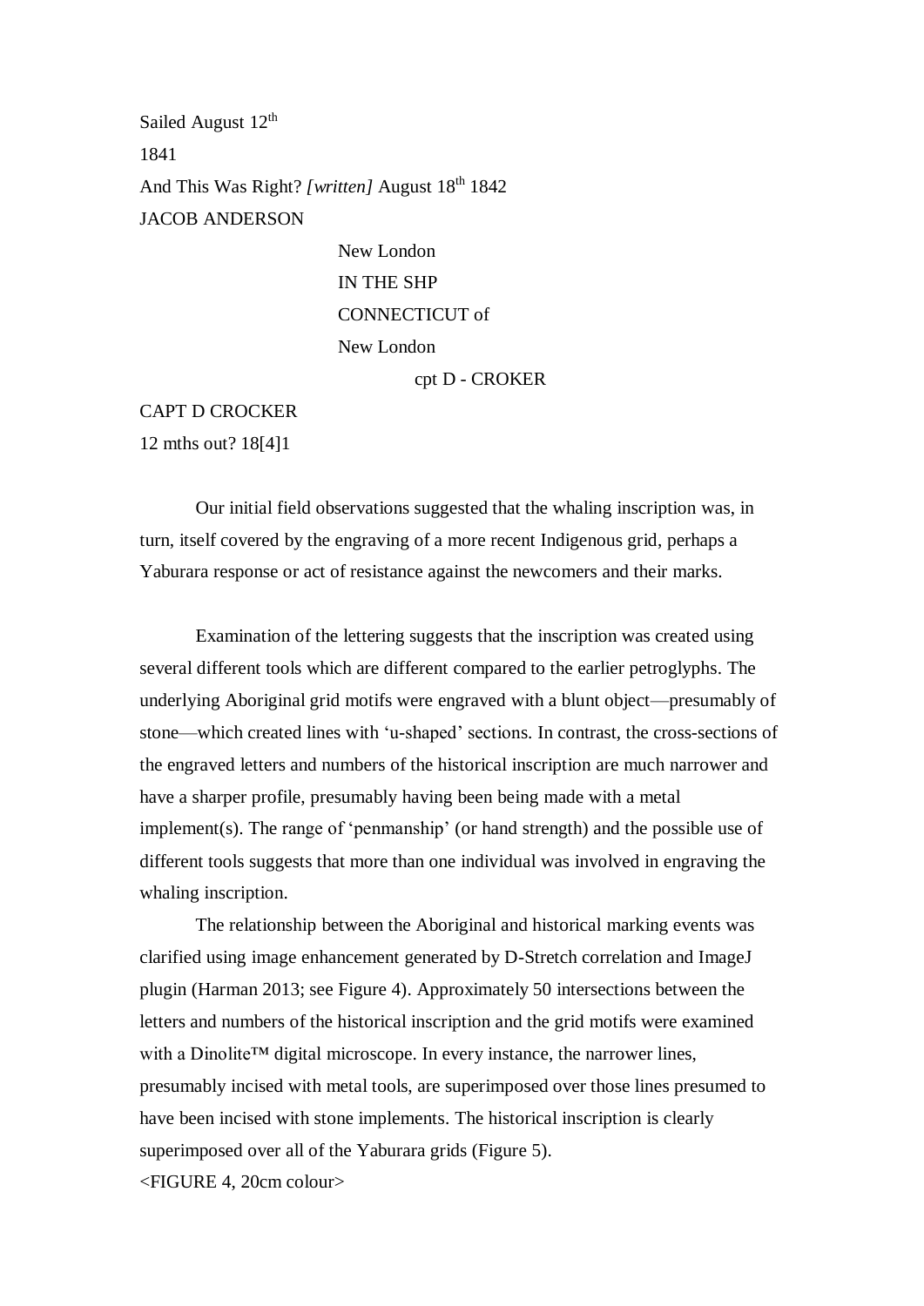Sailed August 12th

1841

And This Was Right? *[written]* August 18th 1842

JACOB ANDERSON

New London

IN THE SHP

CONNECTICUT of

New London

cpt D - CROKER

CAPT D CROCKER

12 mths out? 18[4]1

Our initial field observations suggested that the whaling inscription was, in turn, itself covered by the engraving of a more recent Indigenous grid, perhaps a Yaburara response or act of resistance against the newcomers and their marks.

Examination of the lettering suggests that the inscription was created using several different tools which are different compared to the earlier petroglyphs. The underlying Aboriginal grid motifs were engraved with a blunt object—presumably of stone—which created lines with 'u-shaped' sections. In contrast, the cross-sections of the engraved letters and numbers of the historical inscription are much narrower and have a sharper profile, presumably having been being made with a metal implement(s). The range of 'penmanship' (or hand strength) and the possible use of different tools suggests that more than one individual was involved in engraving the whaling inscription.

The relationship between the Aboriginal and historical marking events was clarified using image enhancement generated by D-Stretch correlation and ImageJ plugin (Harman 2013; see Figure 4). Approximately 50 intersections between the letters and numbers of the historical inscription and the grid motifs were examined with a Dinolite™ digital microscope. In every instance, the narrower lines, presumably incised with metal tools, are superimposed over those lines presumed to have been incised with stone implements. The historical inscription is clearly superimposed over all of the Yaburara grids (Figure 5).

<FIGURE 4, 20cm colour>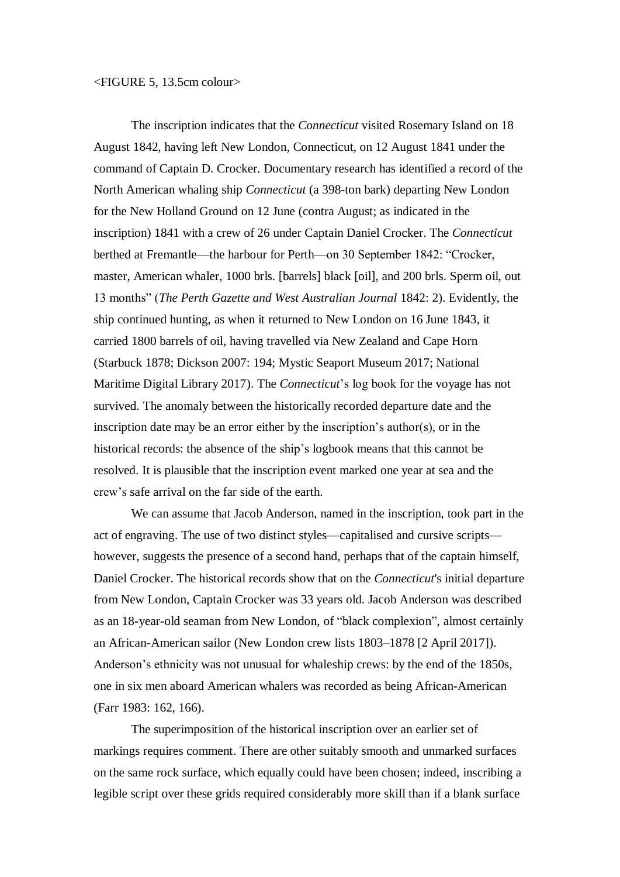<FIGURE 5, 13.5cm colour>

The inscription indicates that the *Connecticut* visited Rosemary Island on 18 August 1842, having left New London, Connecticut, on 12 August 1841 under the command of Captain D. Crocker. Documentary research has identified a record of the North American whaling ship *Connecticut* (a 398-ton bark) departing New London for the New Holland Ground on 12 June (contra August; as indicated in the inscription) 1841 with a crew of 26 under Captain Daniel Crocker. The *Connecticut* berthed at Fremantle—the harbour for Perth—on 30 September 1842: "Crocker, master, American whaler, 1000 brls. [barrels] black [oil], and 200 brls. Sperm oil, out 13 months" (*The Perth Gazette and West Australian Journal* 1842: 2). Evidently, the ship continued hunting, as when it returned to New London on 16 June 1843, it carried 1800 barrels of oil, having travelled via New Zealand and Cape Horn (Starbuck 1878; Dickson 2007: 194; Mystic Seaport Museum 2017; National Maritime Digital Library 2017). The *Connecticut*'s log book for the voyage has not survived. The anomaly between the historically recorded departure date and the inscription date may be an error either by the inscription's author(s), or in the historical records: the absence of the ship's logbook means that this cannot be resolved. It is plausible that the inscription event marked one year at sea and the crew's safe arrival on the far side of the earth.

We can assume that Jacob Anderson, named in the inscription, took part in the act of engraving. The use of two distinct styles—capitalised and cursive scripts—however, suggests the presence of a second hand, perhaps that of the captain himself, Daniel Crocker. The historical records show that on the *Connecticut*'s initial departure from New London, Captain Crocker was 33 years old. Jacob Anderson was described as an 18-year-old seaman from New London, of "black complexion", almost certainly an African-American sailor (New London crew lists 1803–1878 [2 April 2017]). Anderson's ethnicity was not unusual for whaleship crews: by the end of the 1850s, one in six men aboard American whalers was recorded as being African-American (Farr 1983: 162, 166).

The superimposition of the historical inscription over an earlier set of markings requires comment. There are other suitably smooth and unmarked surfaces on the same rock surface, which equally could have been chosen; indeed, inscribing a legible script over these grids required considerably more skill than if a blank surface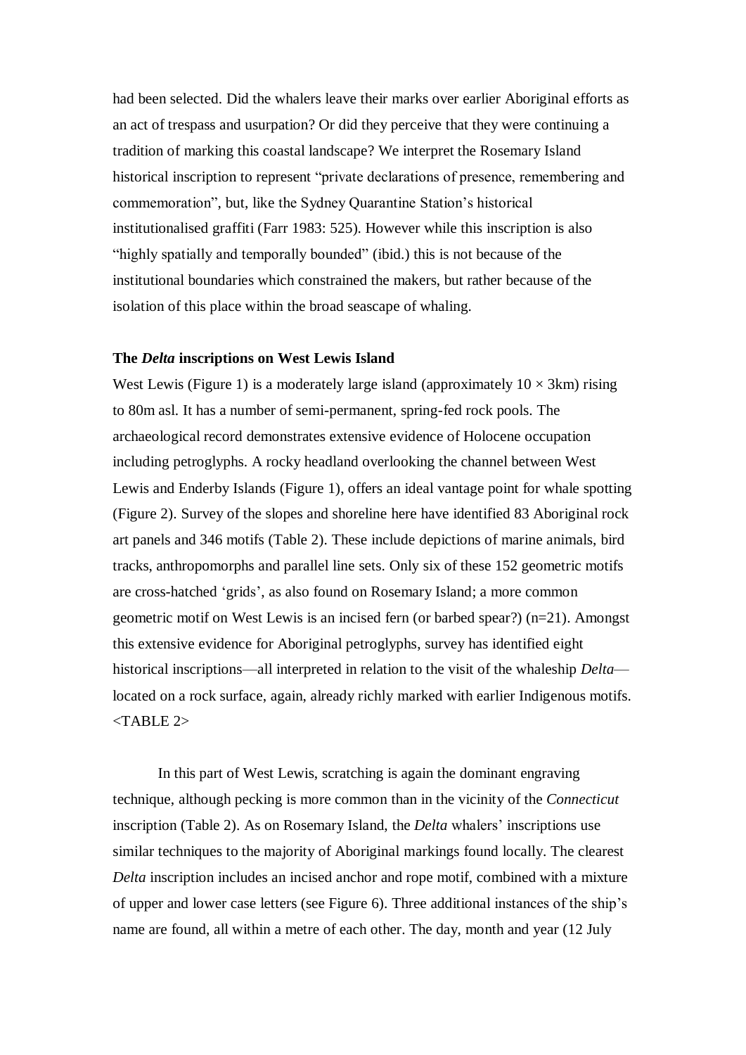had been selected. Did the whalers leave their marks over earlier Aboriginal efforts as an act of trespass and usurpation? Or did they perceive that they were continuing a tradition of marking this coastal landscape? We interpret the Rosemary Island historical inscription to represent "private declarations of presence, remembering and commemoration", but, like the Sydney Quarantine Station's historical institutionalised graffiti (Farr 1983: 525). However while this inscription is also "highly spatially and temporally bounded" (ibid.) this is not because of the institutional boundaries which constrained the makers, but rather because of the isolation of this place within the broad seascape of whaling.

**The *Delta* inscriptions on West Lewis Island**

West Lewis (Figure 1) is a moderately large island (approximately 10 × 3km) rising to 80m asl. It has a number of semi-permanent, spring-fed rock pools. The archaeological record demonstrates extensive evidence of Holocene occupation including petroglyphs. A rocky headland overlooking the channel between West Lewis and Enderby Islands (Figure 1), offers an ideal vantage point for whale spotting (Figure 2). Survey of the slopes and shoreline here have identified 83 Aboriginal rock art panels and 346 motifs (Table 2). These include depictions of marine animals, bird tracks, anthropomorphs and parallel line sets. Only six of these 152 geometric motifs are cross-hatched 'grids', as also found on Rosemary Island; a more common geometric motif on West Lewis is an incised fern (or barbed spear?) (n=21). Amongst this extensive evidence for Aboriginal petroglyphs, survey has identified eight historical inscriptions—all interpreted in relation to the visit of the whaleship *Delta*—located on a rock surface, again, already richly marked with earlier Indigenous motifs. <TABLE 2>

In this part of West Lewis, scratching is again the dominant engraving technique, although pecking is more common than in the vicinity of the *Connecticut* inscription (Table 2). As on Rosemary Island, the *Delta* whalers' inscriptions use similar techniques to the majority of Aboriginal markings found locally. The clearest *Delta* inscription includes an incised anchor and rope motif, combined with a mixture of upper and lower case letters (see Figure 6). Three additional instances of the ship's name are found, all within a metre of each other. The day, month and year (12 July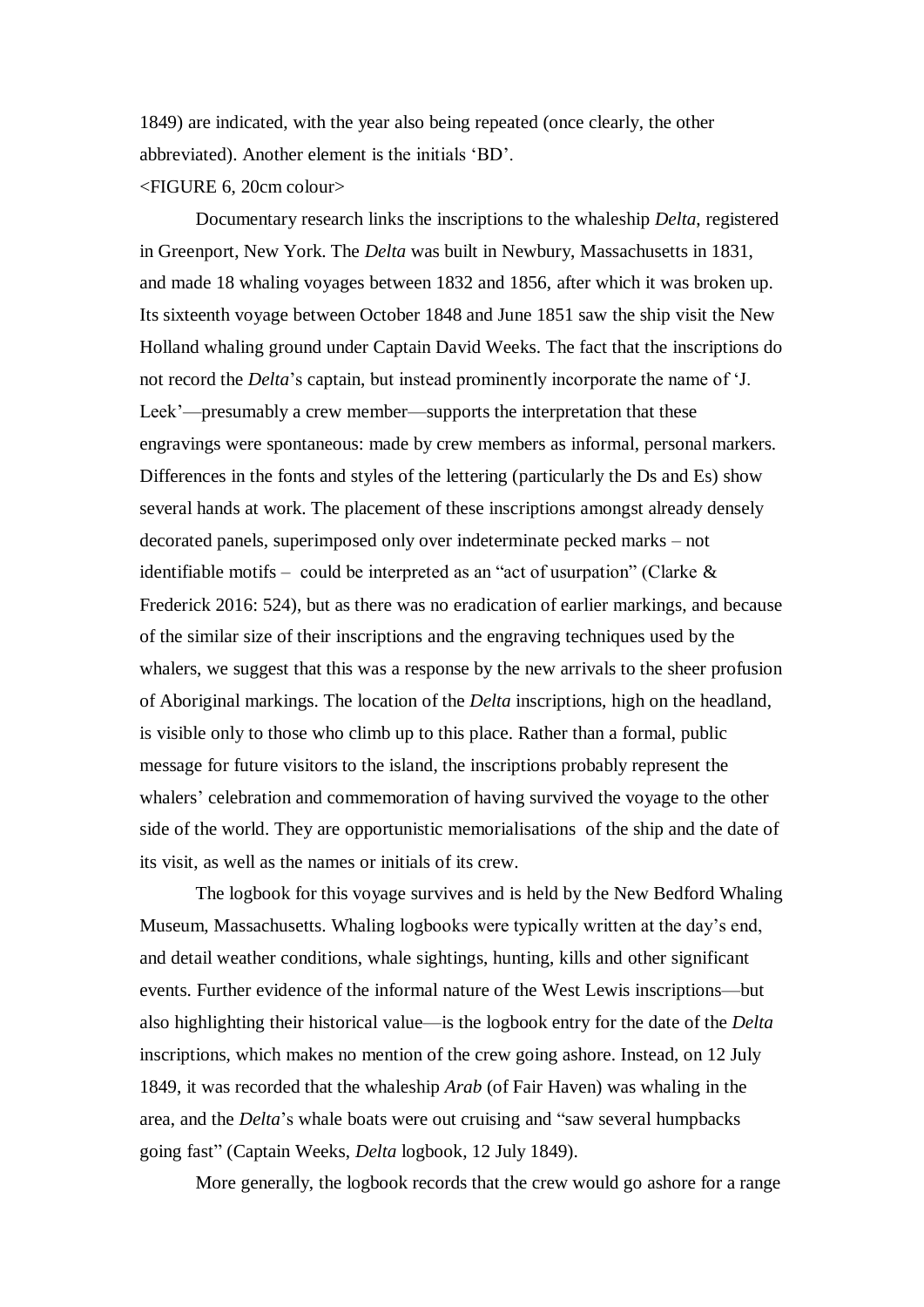1849) are indicated, with the year also being repeated (once clearly, the other abbreviated). Another element is the initials 'BD'.

<FIGURE 6, 20cm colour>

Documentary research links the inscriptions to the whaleship *Delta*, registered in Greenport, New York. The *Delta* was built in Newbury, Massachusetts in 1831, and made 18 whaling voyages between 1832 and 1856, after which it was broken up. Its sixteenth voyage between October 1848 and June 1851 saw the ship visit the New Holland whaling ground under Captain David Weeks. The fact that the inscriptions do not record the *Delta*'s captain, but instead prominently incorporate the name of 'J. Leek'—presumably a crew member—supports the interpretation that these engravings were spontaneous: made by crew members as informal, personal markers. Differences in the fonts and styles of the lettering (particularly the Ds and Es) show several hands at work. The placement of these inscriptions amongst already densely decorated panels, superimposed only over indeterminate pecked marks – not identifiable motifs – could be interpreted as an "act of usurpation" (Clarke & Frederick 2016: 524), but as there was no eradication of earlier markings, and because of the similar size of their inscriptions and the engraving techniques used by the whalers, we suggest that this was a response by the new arrivals to the sheer profusion of Aboriginal markings. The location of the *Delta* inscriptions, high on the headland, is visible only to those who climb up to this place. Rather than a formal, public message for future visitors to the island, the inscriptions probably represent the whalers' celebration and commemoration of having survived the voyage to the other side of the world. They are opportunistic memorialisations of the ship and the date of its visit, as well as the names or initials of its crew.

The logbook for this voyage survives and is held by the New Bedford Whaling Museum, Massachusetts. Whaling logbooks were typically written at the day's end, and detail weather conditions, whale sightings, hunting, kills and other significant events. Further evidence of the informal nature of the West Lewis inscriptions—but also highlighting their historical value—is the logbook entry for the date of the *Delta* inscriptions, which makes no mention of the crew going ashore. Instead, on 12 July 1849, it was recorded that the whaleship *Arab* (of Fair Haven) was whaling in the area, and the *Delta*'s whale boats were out cruising and "saw several humpbacks going fast" (Captain Weeks, *Delta* logbook, 12 July 1849).

More generally, the logbook records that the crew would go ashore for a range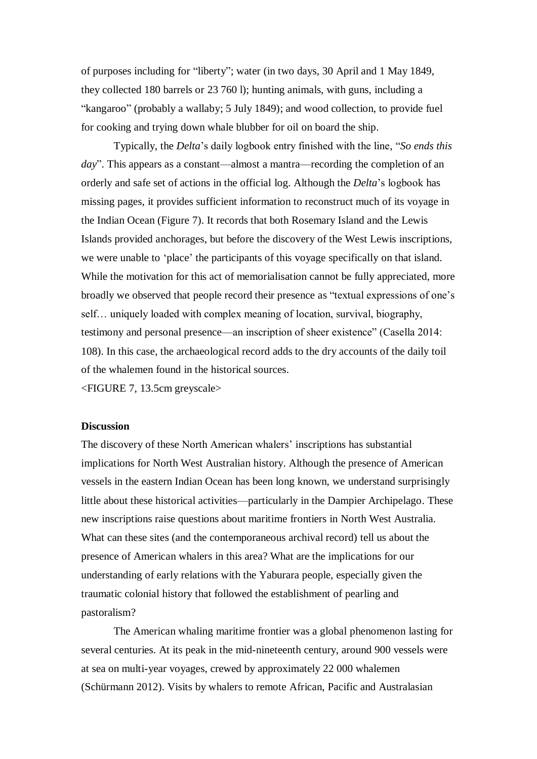of purposes including for "liberty"; water (in two days, 30 April and 1 May 1849, they collected 180 barrels or 23 760 l); hunting animals, with guns, including a "kangaroo" (probably a wallaby; 5 July 1849); and wood collection, to provide fuel for cooking and trying down whale blubber for oil on board the ship.

Typically, the *Delta*'s daily logbook entry finished with the line, "*So ends this day*". This appears as a constant—almost a mantra—recording the completion of an orderly and safe set of actions in the official log. Although the *Delta*'s logbook has missing pages, it provides sufficient information to reconstruct much of its voyage in the Indian Ocean (Figure 7). It records that both Rosemary Island and the Lewis Islands provided anchorages, but before the discovery of the West Lewis inscriptions, we were unable to 'place' the participants of this voyage specifically on that island. While the motivation for this act of memorialisation cannot be fully appreciated, more broadly we observed that people record their presence as "textual expressions of one's self… uniquely loaded with complex meaning of location, survival, biography, testimony and personal presence—an inscription of sheer existence" (Casella 2014: 108). In this case, the archaeological record adds to the dry accounts of the daily toil of the whalemen found in the historical sources.

<FIGURE 7, 13.5cm greyscale>

**Discussion**

The discovery of these North American whalers' inscriptions has substantial implications for North West Australian history. Although the presence of American vessels in the eastern Indian Ocean has been long known, we understand surprisingly little about these historical activities—particularly in the Dampier Archipelago. These new inscriptions raise questions about maritime frontiers in North West Australia. What can these sites (and the contemporaneous archival record) tell us about the presence of American whalers in this area? What are the implications for our understanding of early relations with the Yaburara people, especially given the traumatic colonial history that followed the establishment of pearling and pastoralism?

The American whaling maritime frontier was a global phenomenon lasting for several centuries. At its peak in the mid-nineteenth century, around 900 vessels were at sea on multi-year voyages, crewed by approximately 22 000 whalemen (Schürmann 2012). Visits by whalers to remote African, Pacific and Australasian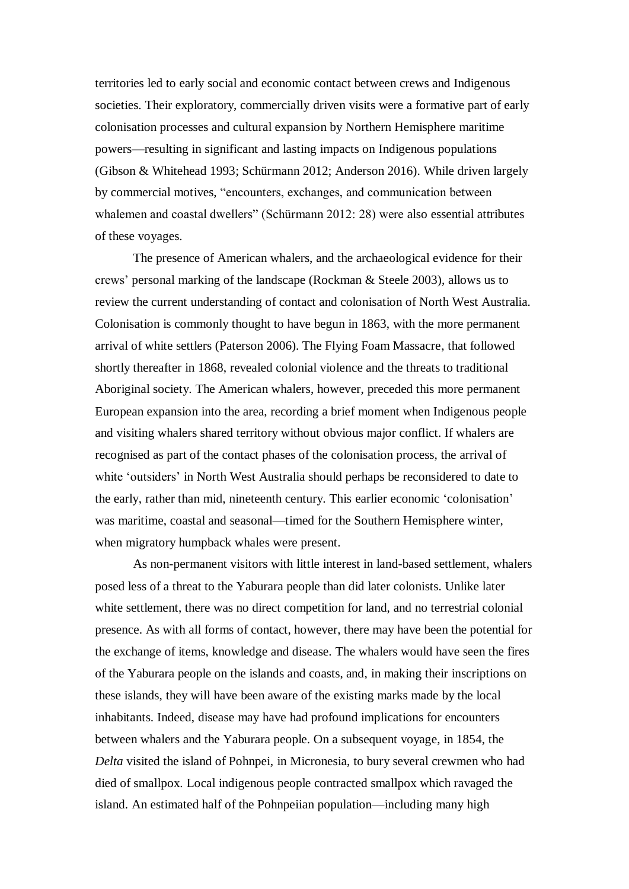territories led to early social and economic contact between crews and Indigenous societies. Their exploratory, commercially driven visits were a formative part of early colonisation processes and cultural expansion by Northern Hemisphere maritime powers—resulting in significant and lasting impacts on Indigenous populations (Gibson & Whitehead 1993; Schürmann 2012; Anderson 2016). While driven largely by commercial motives, "encounters, exchanges, and communication between whalemen and coastal dwellers" (Schürmann 2012: 28) were also essential attributes of these voyages.

The presence of American whalers, and the archaeological evidence for their crews' personal marking of the landscape (Rockman & Steele 2003), allows us to review the current understanding of contact and colonisation of North West Australia. Colonisation is commonly thought to have begun in 1863, with the more permanent arrival of white settlers (Paterson 2006). The Flying Foam Massacre, that followed shortly thereafter in 1868, revealed colonial violence and the threats to traditional Aboriginal society. The American whalers, however, preceded this more permanent European expansion into the area, recording a brief moment when Indigenous people and visiting whalers shared territory without obvious major conflict. If whalers are recognised as part of the contact phases of the colonisation process, the arrival of white 'outsiders' in North West Australia should perhaps be reconsidered to date to the early, rather than mid, nineteenth century. This earlier economic 'colonisation' was maritime, coastal and seasonal—timed for the Southern Hemisphere winter, when migratory humpback whales were present.

As non-permanent visitors with little interest in land-based settlement, whalers posed less of a threat to the Yaburara people than did later colonists. Unlike later white settlement, there was no direct competition for land, and no terrestrial colonial presence. As with all forms of contact, however, there may have been the potential for the exchange of items, knowledge and disease. The whalers would have seen the fires of the Yaburara people on the islands and coasts, and, in making their inscriptions on these islands, they will have been aware of the existing marks made by the local inhabitants. Indeed, disease may have had profound implications for encounters between whalers and the Yaburara people. On a subsequent voyage, in 1854, the *Delta* visited the island of Pohnpei, in Micronesia, to bury several crewmen who had died of smallpox. Local indigenous people contracted smallpox which ravaged the island. An estimated half of the Pohnpeiian population—including many high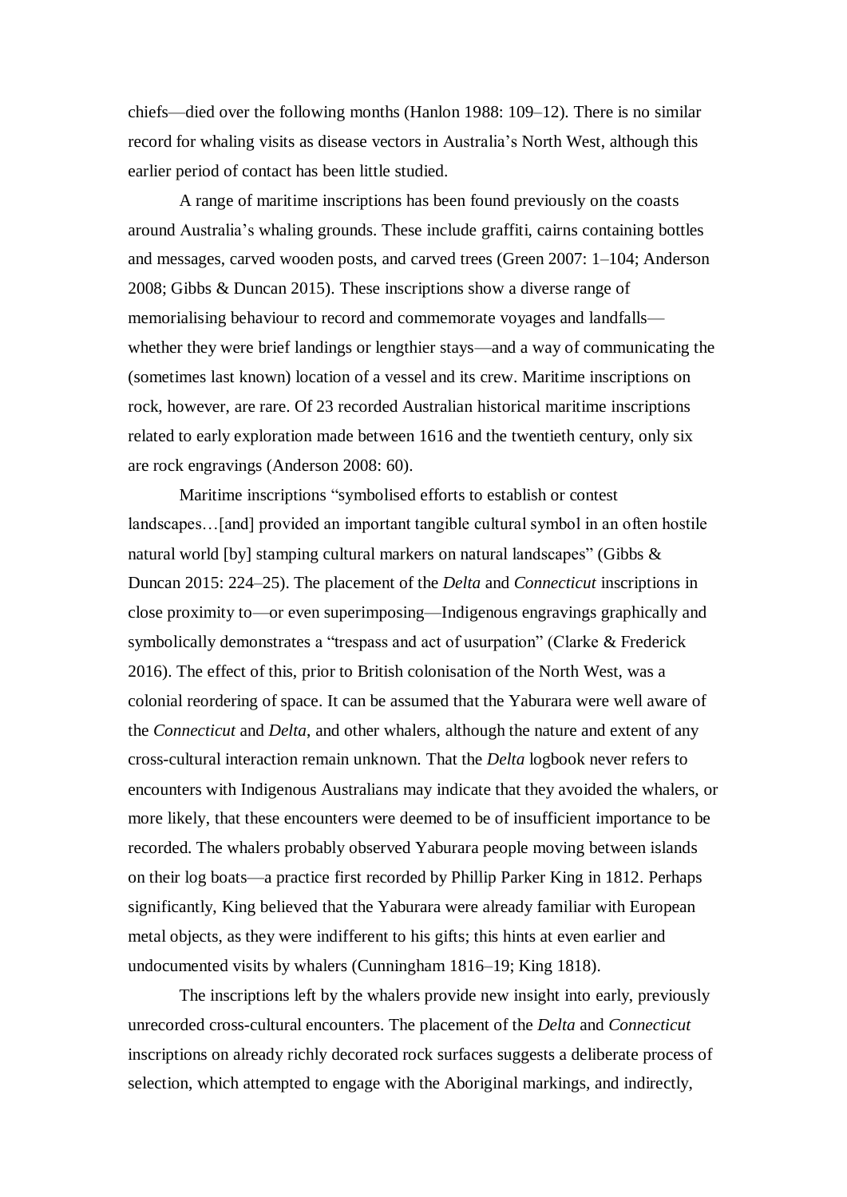chiefs—died over the following months (Hanlon 1988: 109–12). There is no similar record for whaling visits as disease vectors in Australia's North West, although this earlier period of contact has been little studied.

A range of maritime inscriptions has been found previously on the coasts around Australia's whaling grounds. These include graffiti, cairns containing bottles and messages, carved wooden posts, and carved trees (Green 2007: 1–104; Anderson 2008; Gibbs & Duncan 2015). These inscriptions show a diverse range of memorialising behaviour to record and commemorate voyages and landfalls—whether they were brief landings or lengthier stays—and a way of communicating the (sometimes last known) location of a vessel and its crew. Maritime inscriptions on rock, however, are rare. Of 23 recorded Australian historical maritime inscriptions related to early exploration made between 1616 and the twentieth century, only six are rock engravings (Anderson 2008: 60).

Maritime inscriptions "symbolised efforts to establish or contest landscapes…[and] provided an important tangible cultural symbol in an often hostile natural world [by] stamping cultural markers on natural landscapes" (Gibbs & Duncan 2015: 224–25). The placement of the *Delta* and *Connecticut* inscriptions in close proximity to—or even superimposing—Indigenous engravings graphically and symbolically demonstrates a "trespass and act of usurpation" (Clarke & Frederick 2016). The effect of this, prior to British colonisation of the North West, was a colonial reordering of space. It can be assumed that the Yaburara were well aware of the *Connecticut* and *Delta*, and other whalers, although the nature and extent of any cross-cultural interaction remain unknown. That the *Delta* logbook never refers to encounters with Indigenous Australians may indicate that they avoided the whalers, or more likely, that these encounters were deemed to be of insufficient importance to be recorded. The whalers probably observed Yaburara people moving between islands on their log boats—a practice first recorded by Phillip Parker King in 1812. Perhaps significantly, King believed that the Yaburara were already familiar with European metal objects, as they were indifferent to his gifts; this hints at even earlier and undocumented visits by whalers (Cunningham 1816–19; King 1818).

The inscriptions left by the whalers provide new insight into early, previously unrecorded cross-cultural encounters. The placement of the *Delta* and *Connecticut* inscriptions on already richly decorated rock surfaces suggests a deliberate process of selection, which attempted to engage with the Aboriginal markings, and indirectly,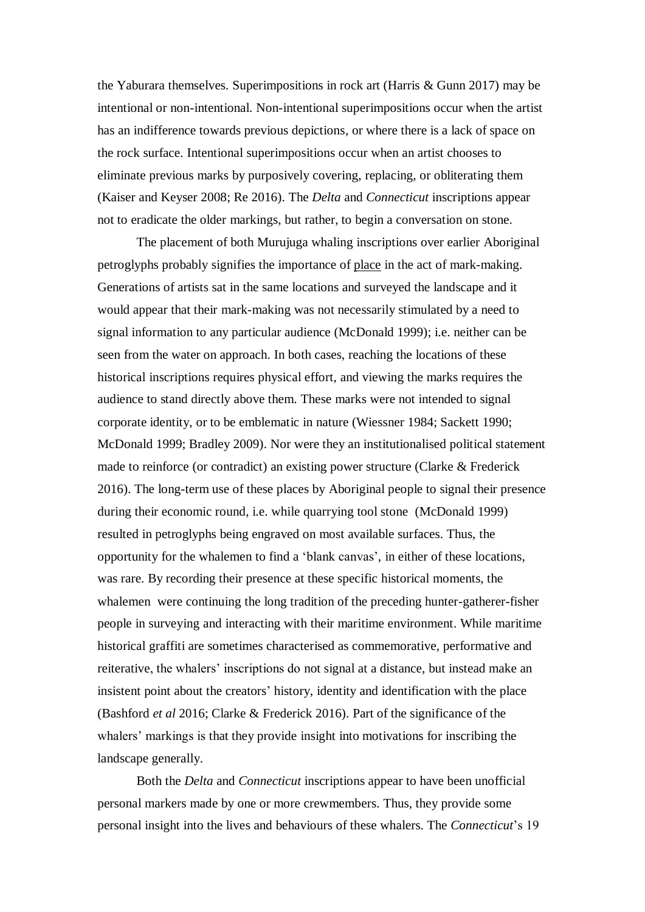the Yaburara themselves. Superimpositions in rock art (Harris & Gunn 2017) may be intentional or non-intentional. Non-intentional superimpositions occur when the artist has an indifference towards previous depictions, or where there is a lack of space on the rock surface. Intentional superimpositions occur when an artist chooses to eliminate previous marks by purposively covering, replacing, or obliterating them (Kaiser and Keyser 2008; Re 2016). The *Delta* and *Connecticut* inscriptions appear not to eradicate the older markings, but rather, to begin a conversation on stone.

The placement of both Murujuga whaling inscriptions over earlier Aboriginal petroglyphs probably signifies the importance of place in the act of mark-making. Generations of artists sat in the same locations and surveyed the landscape and it would appear that their mark-making was not necessarily stimulated by a need to signal information to any particular audience (McDonald 1999); i.e. neither can be seen from the water on approach. In both cases, reaching the locations of these historical inscriptions requires physical effort, and viewing the marks requires the audience to stand directly above them. These marks were not intended to signal corporate identity, or to be emblematic in nature (Wiessner 1984; Sackett 1990; McDonald 1999; Bradley 2009). Nor were they an institutionalised political statement made to reinforce (or contradict) an existing power structure (Clarke & Frederick 2016). The long-term use of these places by Aboriginal people to signal their presence during their economic round, i.e. while quarrying tool stone (McDonald 1999) resulted in petroglyphs being engraved on most available surfaces. Thus, the opportunity for the whalemen to find a 'blank canvas', in either of these locations, was rare. By recording their presence at these specific historical moments, the whalemen were continuing the long tradition of the preceding hunter-gatherer-fisher people in surveying and interacting with their maritime environment. While maritime historical graffiti are sometimes characterised as commemorative, performative and reiterative, the whalers' inscriptions do not signal at a distance, but instead make an insistent point about the creators' history, identity and identification with the place (Bashford *et al* 2016; Clarke & Frederick 2016). Part of the significance of the whalers' markings is that they provide insight into motivations for inscribing the landscape generally.

Both the *Delta* and *Connecticut* inscriptions appear to have been unofficial personal markers made by one or more crewmembers. Thus, they provide some personal insight into the lives and behaviours of these whalers. The *Connecticut*'s 19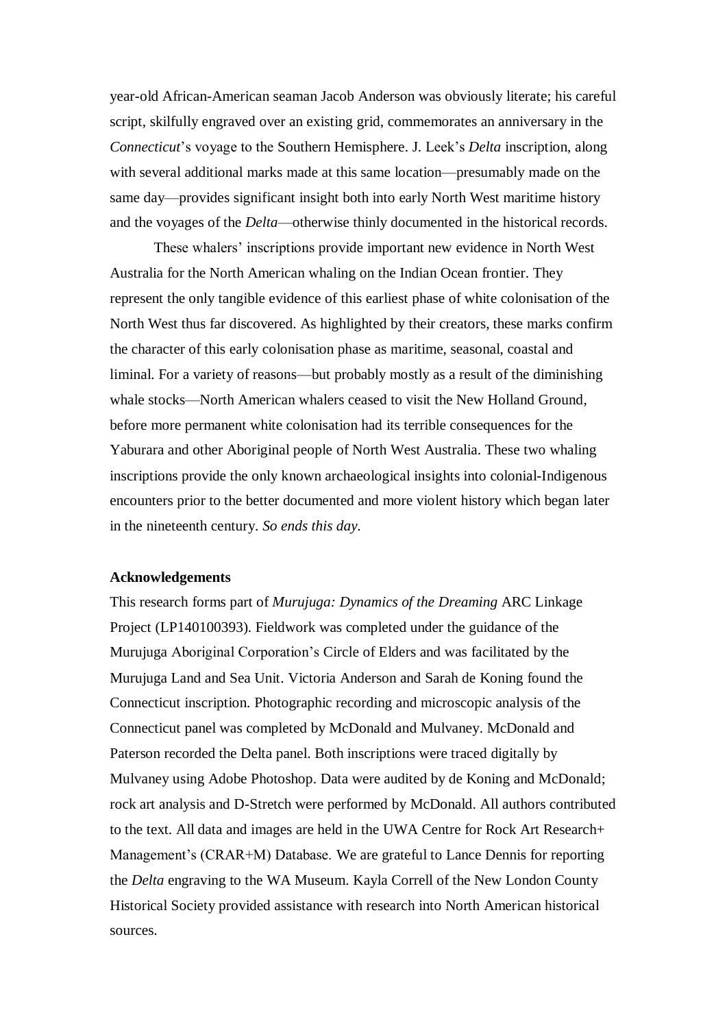year-old African-American seaman Jacob Anderson was obviously literate; his careful script, skilfully engraved over an existing grid, commemorates an anniversary in the *Connecticut*'s voyage to the Southern Hemisphere. J. Leek's *Delta* inscription, along with several additional marks made at this same location—presumably made on the same day—provides significant insight both into early North West maritime history and the voyages of the *Delta*—otherwise thinly documented in the historical records.

These whalers' inscriptions provide important new evidence in North West Australia for the North American whaling on the Indian Ocean frontier. They represent the only tangible evidence of this earliest phase of white colonisation of the North West thus far discovered. As highlighted by their creators, these marks confirm the character of this early colonisation phase as maritime, seasonal, coastal and liminal. For a variety of reasons—but probably mostly as a result of the diminishing whale stocks—North American whalers ceased to visit the New Holland Ground, before more permanent white colonisation had its terrible consequences for the Yaburara and other Aboriginal people of North West Australia. These two whaling inscriptions provide the only known archaeological insights into colonial-Indigenous encounters prior to the better documented and more violent history which began later in the nineteenth century. *So ends this day.*

**Acknowledgements**

This research forms part of *Murujuga: Dynamics of the Dreaming* ARC Linkage Project (LP140100393). Fieldwork was completed under the guidance of the Murujuga Aboriginal Corporation's Circle of Elders and was facilitated by the Murujuga Land and Sea Unit. Victoria Anderson and Sarah de Koning found the Connecticut inscription. Photographic recording and microscopic analysis of the Connecticut panel was completed by McDonald and Mulvaney. McDonald and Paterson recorded the Delta panel. Both inscriptions were traced digitally by Mulvaney using Adobe Photoshop. Data were audited by de Koning and McDonald; rock art analysis and D-Stretch were performed by McDonald. All authors contributed to the text. All data and images are held in the UWA Centre for Rock Art Research+ Management's (CRAR+M) Database. We are grateful to Lance Dennis for reporting the *Delta* engraving to the WA Museum. Kayla Correll of the New London County Historical Society provided assistance with research into North American historical sources.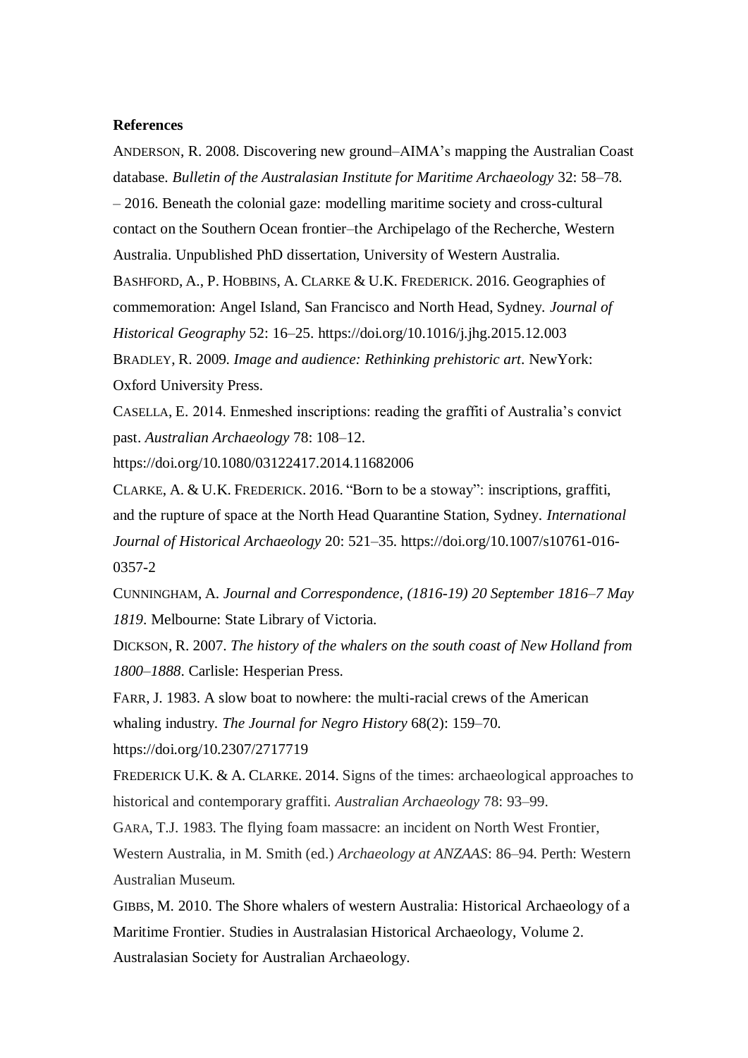**References**

ANDERSON, R. 2008. Discovering new ground–AIMA's mapping the Australian Coast database. *Bulletin of the Australasian Institute for Maritime Archaeology* 32: 58–78.

– 2016. Beneath the colonial gaze: modelling maritime society and cross-cultural contact on the Southern Ocean frontier–the Archipelago of the Recherche, Western Australia. Unpublished PhD dissertation, University of Western Australia.

BASHFORD, A., P. HOBBINS, A. CLARKE & U.K. FREDERICK. 2016. Geographies of commemoration: Angel Island, San Francisco and North Head, Sydney. *Journal of Historical Geography* 52: 16–25. https://doi.org/10.1016/j.jhg.2015.12.003

BRADLEY, R. 2009. *Image and audience: Rethinking prehistoric art*. NewYork: Oxford University Press.

CASELLA, E. 2014. Enmeshed inscriptions: reading the graffiti of Australia's convict past. *Australian Archaeology* 78: 108–12. https://doi.org/10.1080/03122417.2014.11682006

CLARKE, A. & U.K. FREDERICK. 2016. "Born to be a stoway": inscriptions, graffiti, and the rupture of space at the North Head Quarantine Station, Sydney. *International Journal of Historical Archaeology* 20: 521–35. https://doi.org/10.1007/s10761-016-0357-2

CUNNINGHAM, A. *Journal and Correspondence, (1816-19) 20 September 1816–7 May 1819*. Melbourne: State Library of Victoria.

DICKSON, R. 2007. *The history of the whalers on the south coast of New Holland from 1800–1888*. Carlisle: Hesperian Press.

FARR, J. 1983. A slow boat to nowhere: the multi-racial crews of the American whaling industry. *The Journal for Negro History* 68(2): 159–70. https://doi.org/10.2307/2717719

FREDERICK U.K. & A. CLARKE. 2014. Signs of the times: archaeological approaches to historical and contemporary graffiti. *Australian Archaeology* 78: 93–99.

GARA, T.J. 1983. The flying foam massacre: an incident on North West Frontier, Western Australia, in M. Smith (ed.) *Archaeology at ANZAAS*: 86–94. Perth: Western Australian Museum.

GIBBS, M. 2010. The Shore whalers of western Australia: Historical Archaeology of a Maritime Frontier. Studies in Australasian Historical Archaeology, Volume 2. Australasian Society for Australian Archaeology.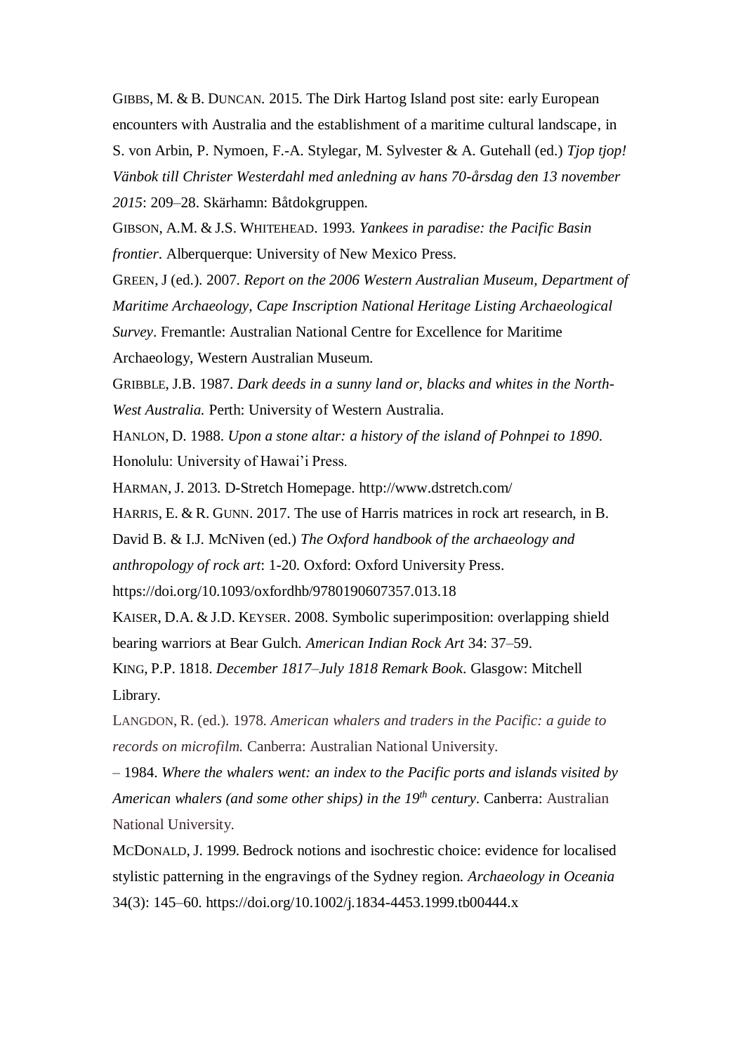GIBBS, M. & B. DUNCAN. 2015. The Dirk Hartog Island post site: early European encounters with Australia and the establishment of a maritime cultural landscape, in S. von Arbin, P. Nymoen, F.-A. Stylegar, M. Sylvester & A. Gutehall (ed.) *Tjop tjop! Vänbok till Christer Westerdahl med anledning av hans 70-årsdag den 13 november 2015*: 209–28. Skärhamn: Båtdokgruppen.

GIBSON, A.M. & J.S. WHITEHEAD. 1993. *Yankees in paradise: the Pacific Basin frontier*. Alberquerque: University of New Mexico Press.

GREEN, J (ed.). 2007. *Report on the 2006 Western Australian Museum, Department of Maritime Archaeology, Cape Inscription National Heritage Listing Archaeological Survey*. Fremantle: Australian National Centre for Excellence for Maritime Archaeology, Western Australian Museum.

GRIBBLE, J.B. 1987. *Dark deeds in a sunny land or, blacks and whites in the North-West Australia.* Perth: University of Western Australia.

HANLON, D. 1988. *Upon a stone altar: a history of the island of Pohnpei to 1890*. Honolulu: University of Hawai'i Press.

HARMAN, J. 2013. D-Stretch Homepage. http://www.dstretch.com/

HARRIS, E. & R. GUNN. 2017. The use of Harris matrices in rock art research, in B. David B. & I.J. McNiven (ed.) *The Oxford handbook of the archaeology and anthropology of rock art*: 1-20. Oxford: Oxford University Press. https://doi.org/10.1093/oxfordhb/9780190607357.013.18

KAISER, D.A. & J.D. KEYSER. 2008. Symbolic superimposition: overlapping shield bearing warriors at Bear Gulch. *American Indian Rock Art* 34: 37–59.

KING, P.P. 1818. *December 1817–July 1818 Remark Book*. Glasgow: Mitchell Library.

LANGDON, R. (ed.). 1978. *American whalers and traders in the Pacific: a guide to records on microfilm.* Canberra: Australian National University.

– 1984. *Where the whalers went: an index to the Pacific ports and islands visited by American whalers (and some other ships) in the 19th century*. Canberra: Australian National University.

MCDONALD, J. 1999. Bedrock notions and isochrestic choice: evidence for localised stylistic patterning in the engravings of the Sydney region. *Archaeology in Oceania* 34(3): 145–60. https://doi.org/10.1002/j.1834-4453.1999.tb00444.x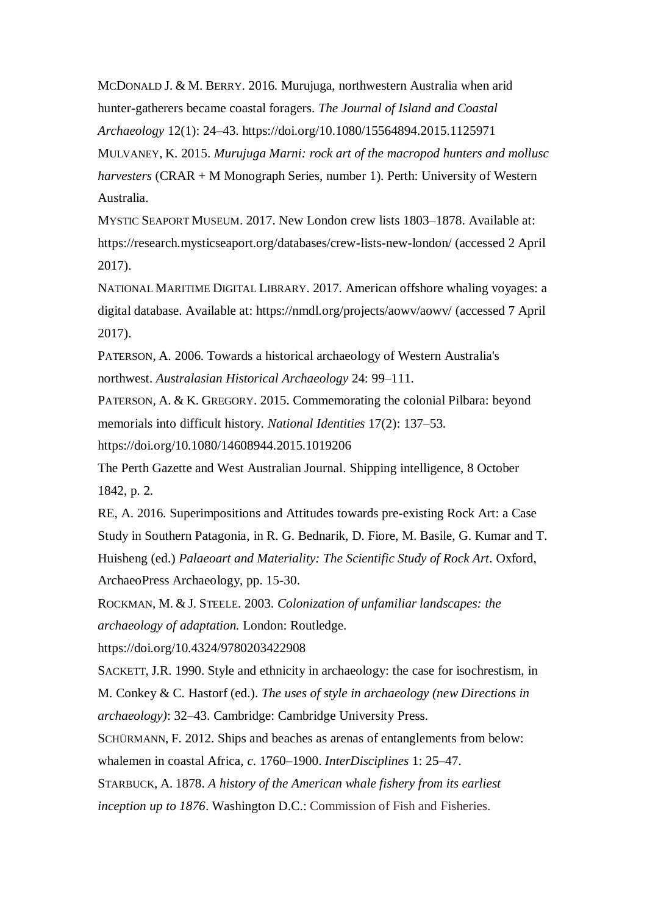McDonald J. & M. Berry. 2016. Murujuga, northwestern Australia when arid hunter-gatherers became coastal foragers. *The Journal of Island and Coastal Archaeology* 12(1): 24–43. https://doi.org/10.1080/15564894.2015.1125971

Mulvaney, K. 2015. *Murujuga Marni: rock art of the macropod hunters and mollusc harvesters* (CRAR + M Monograph Series, number 1). Perth: University of Western Australia.

Mystic Seaport Museum. 2017. New London crew lists 1803–1878. Available at: https://research.mysticseaport.org/databases/crew-lists-new-london/ (accessed 2 April 2017).

National Maritime Digital Library. 2017. American offshore whaling voyages: a digital database. Available at: https://nmdl.org/projects/aowv/aowv/ (accessed 7 April 2017).

Paterson, A. 2006. Towards a historical archaeology of Western Australia's northwest. *Australasian Historical Archaeology* 24: 99–111.

Paterson, A. & K. Gregory. 2015. Commemorating the colonial Pilbara: beyond memorials into difficult history. *National Identities* 17(2): 137–53. https://doi.org/10.1080/14608944.2015.1019206

The Perth Gazette and West Australian Journal. Shipping intelligence, 8 October 1842, p. 2.

RE, A. 2016. Superimpositions and Attitudes towards pre-existing Rock Art: a Case Study in Southern Patagonia, in R. G. Bednarik, D. Fiore, M. Basile, G. Kumar and T. Huisheng (ed.) *Palaeoart and Materiality: The Scientific Study of Rock Art*. Oxford, ArchaeoPress Archaeology, pp. 15-30.

Rockman, M. & J. Steele. 2003. *Colonization of unfamiliar landscapes: the archaeology of adaptation.* London: Routledge. https://doi.org/10.4324/9780203422908

Sackett, J.R. 1990. Style and ethnicity in archaeology: the case for isochrestism, in M. Conkey & C. Hastorf (ed.). *The uses of style in archaeology (new Directions in archaeology)*: 32–43. Cambridge: Cambridge University Press.

Schürmann, F. 2012. Ships and beaches as arenas of entanglements from below: whalemen in coastal Africa, *c*. 1760–1900. *InterDisciplines* 1: 25–47.

Starbuck, A. 1878. *A history of the American whale fishery from its earliest inception up to 1876*. Washington D.C.: Commission of Fish and Fisheries.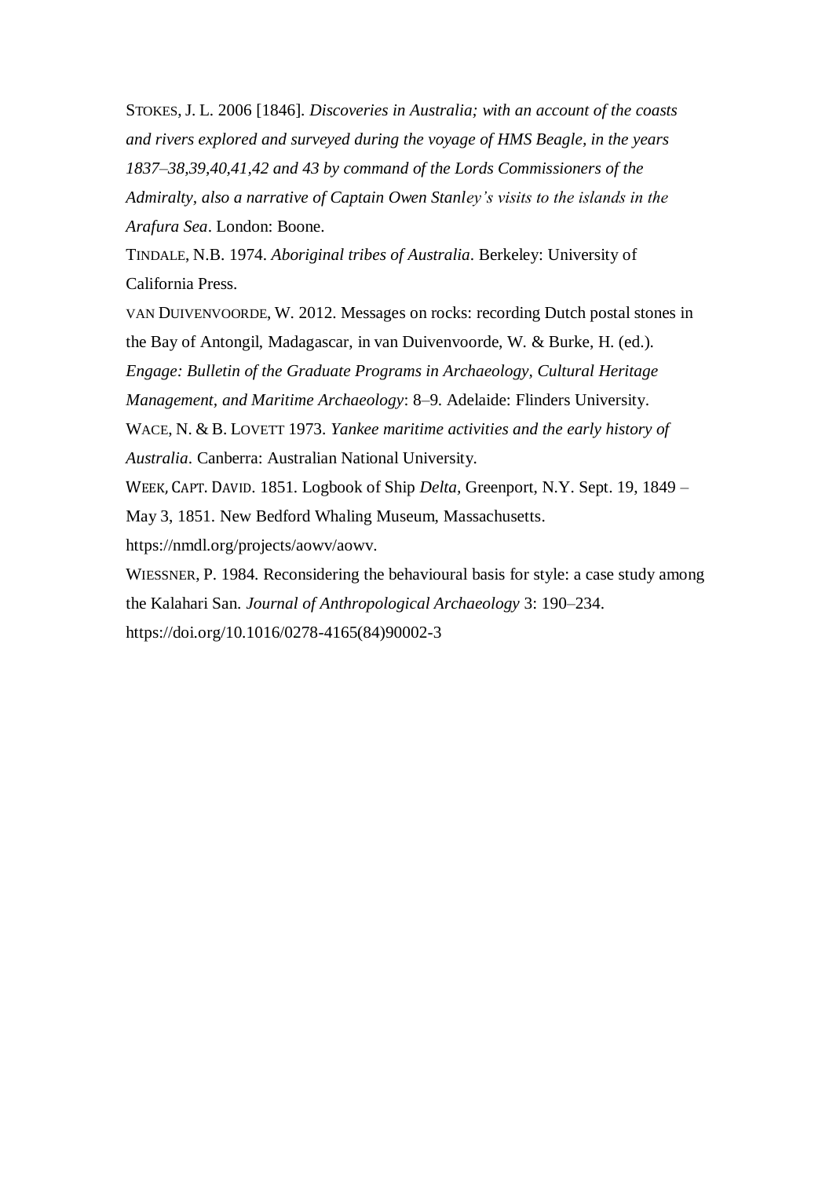STOKES, J. L. 2006 [1846]. *Discoveries in Australia; with an account of the coasts and rivers explored and surveyed during the voyage of HMS Beagle, in the years 1837–38,39,40,41,42 and 43 by command of the Lords Commissioners of the Admiralty, also a narrative of Captain Owen Stanley's visits to the islands in the Arafura Sea*. London: Boone.

TINDALE, N.B. 1974. *Aboriginal tribes of Australia*. Berkeley: University of California Press.

VAN DUIVENVOORDE, W. 2012. Messages on rocks: recording Dutch postal stones in the Bay of Antongil, Madagascar, in van Duivenvoorde, W. & Burke, H. (ed.). *Engage: Bulletin of the Graduate Programs in Archaeology, Cultural Heritage Management, and Maritime Archaeology*: 8–9. Adelaide: Flinders University.

WACE, N. & B. LOVETT 1973. *Yankee maritime activities and the early history of Australia*. Canberra: Australian National University.

WEEK, CAPT. DAVID. 1851. Logbook of Ship *Delta,* Greenport, N.Y. Sept. 19, 1849 – May 3, 1851. New Bedford Whaling Museum, Massachusetts. https://nmdl.org/projects/aowv/aowv.

WIESSNER, P. 1984. Reconsidering the behavioural basis for style: a case study among the Kalahari San. *Journal of Anthropological Archaeology* 3: 190–234. https://doi.org/10.1016/0278-4165(84)90002-3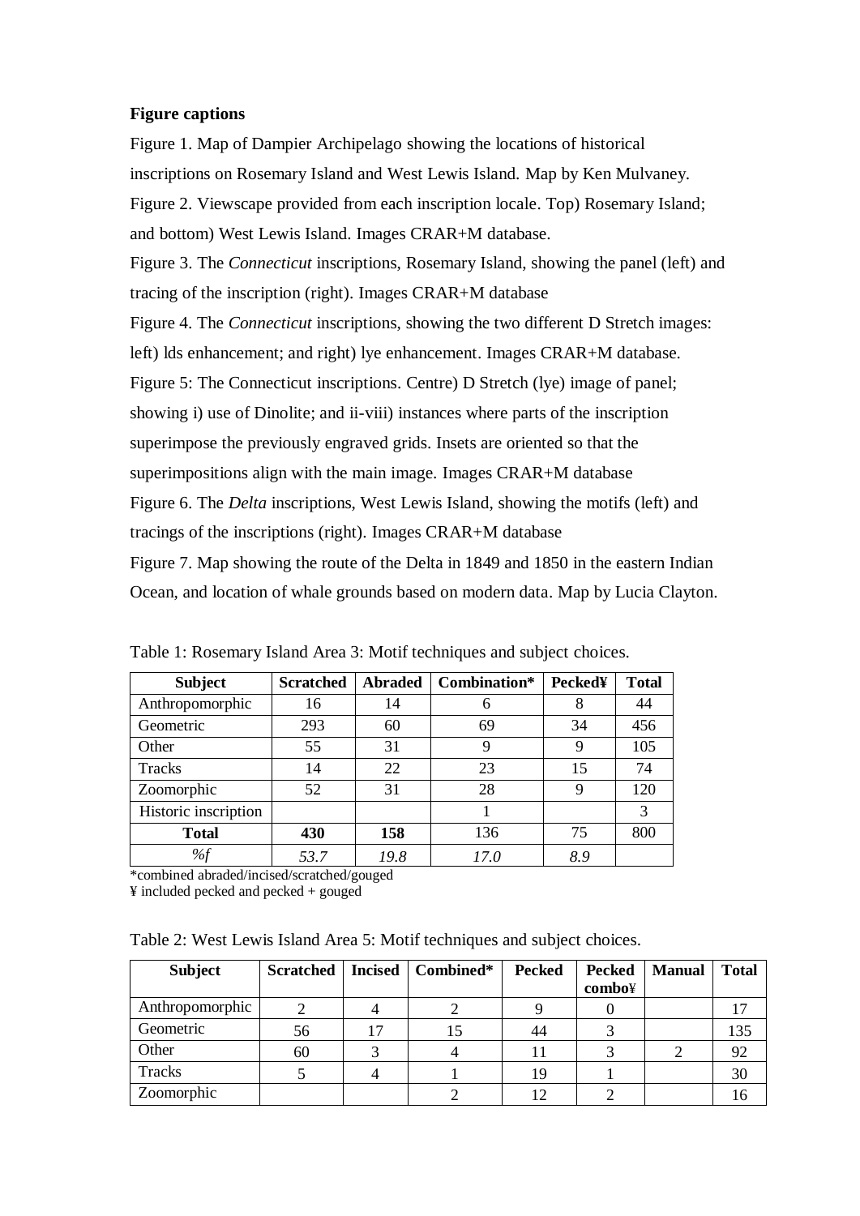**Figure captions**

Figure 1. Map of Dampier Archipelago showing the locations of historical inscriptions on Rosemary Island and West Lewis Island. Map by Ken Mulvaney.

Figure 2. Viewscape provided from each inscription locale. Top) Rosemary Island; and bottom) West Lewis Island. Images CRAR+M database.

Figure 3. The *Connecticut* inscriptions, Rosemary Island, showing the panel (left) and tracing of the inscription (right). Images CRAR+M database

Figure 4. The *Connecticut* inscriptions, showing the two different D Stretch images: left) lds enhancement; and right) lye enhancement. Images CRAR+M database.

Figure 5: The Connecticut inscriptions. Centre) D Stretch (lye) image of panel; showing i) use of Dinolite; and ii-viii) instances where parts of the inscription superimpose the previously engraved grids. Insets are oriented so that the superimpositions align with the main image. Images CRAR+M database

Figure 6. The *Delta* inscriptions, West Lewis Island, showing the motifs (left) and tracings of the inscriptions (right). Images CRAR+M database

Figure 7. Map showing the route of the Delta in 1849 and 1850 in the eastern Indian Ocean, and location of whale grounds based on modern data. Map by Lucia Clayton.

Table 1: Rosemary Island Area 3: Motif techniques and subject choices.

| Subject | Scratched | Abraded | Combination* | Pecked¥ | Total |
|---|---|---|---|---|---|
| Anthropomorphic | 16 | 14 | 6 | 8 | 44 |
| Geometric | 293 | 60 | 69 | 34 | 456 |
| Other | 55 | 31 | 9 | 9 | 105 |
| Tracks | 14 | 22 | 23 | 15 | 74 |
| Zoomorphic | 52 | 31 | 28 | 9 | 120 |
| Historic inscription | | | 1 | | 3 |
| **Total** | **430** | **158** | 136 | 75 | 800 |
| *%f* | *53.7* | *19.8* | *17.0* | *8.9* | |

*combined abraded/incised/scratched/gouged
¥ included pecked and pecked + gouged

Table 2: West Lewis Island Area 5: Motif techniques and subject choices.

| Subject | Scratched | Incised | Combined* | Pecked | Pecked combo¥ | Manual | Total |
|---|---|---|---|---|---|---|---|
| Anthropomorphic | 2 | 4 | 2 | 9 | 0 | | 17 |
| Geometric | 56 | 17 | 15 | 44 | 3 | | 135 |
| Other | 60 | 3 | 4 | 11 | 3 | 2 | 92 |
| Tracks | 5 | 4 | 1 | 19 | 1 | | 30 |
| Zoomorphic | | | 2 | 12 | 2 | | 16 |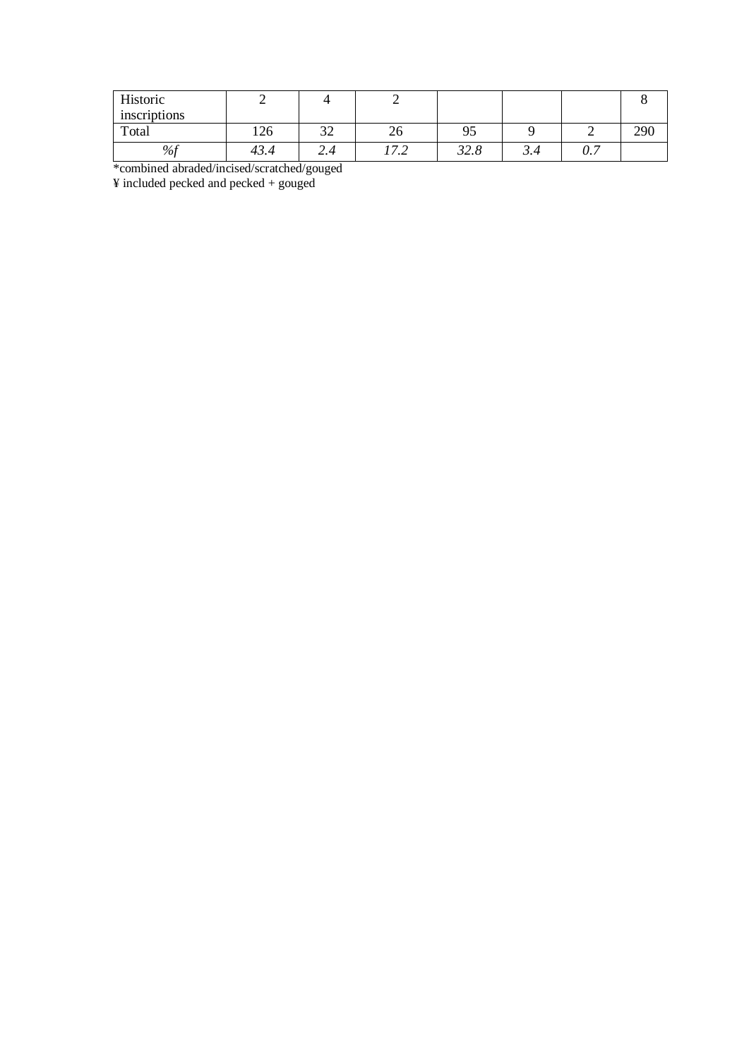| | | | | | | | |
|---|---|---|---|---|---|---|---|
| Historic inscriptions | 2 | 4 | 2 | | | | 8 |
| Total | 126 | 32 | 26 | 95 | 9 | 2 | 290 |
| *%f* | *43.4* | *2.4* | *17.2* | *32.8* | *3.4* | *0.7* | |

*combined abraded/incised/scratched/gouged

¥ included pecked and pecked + gouged